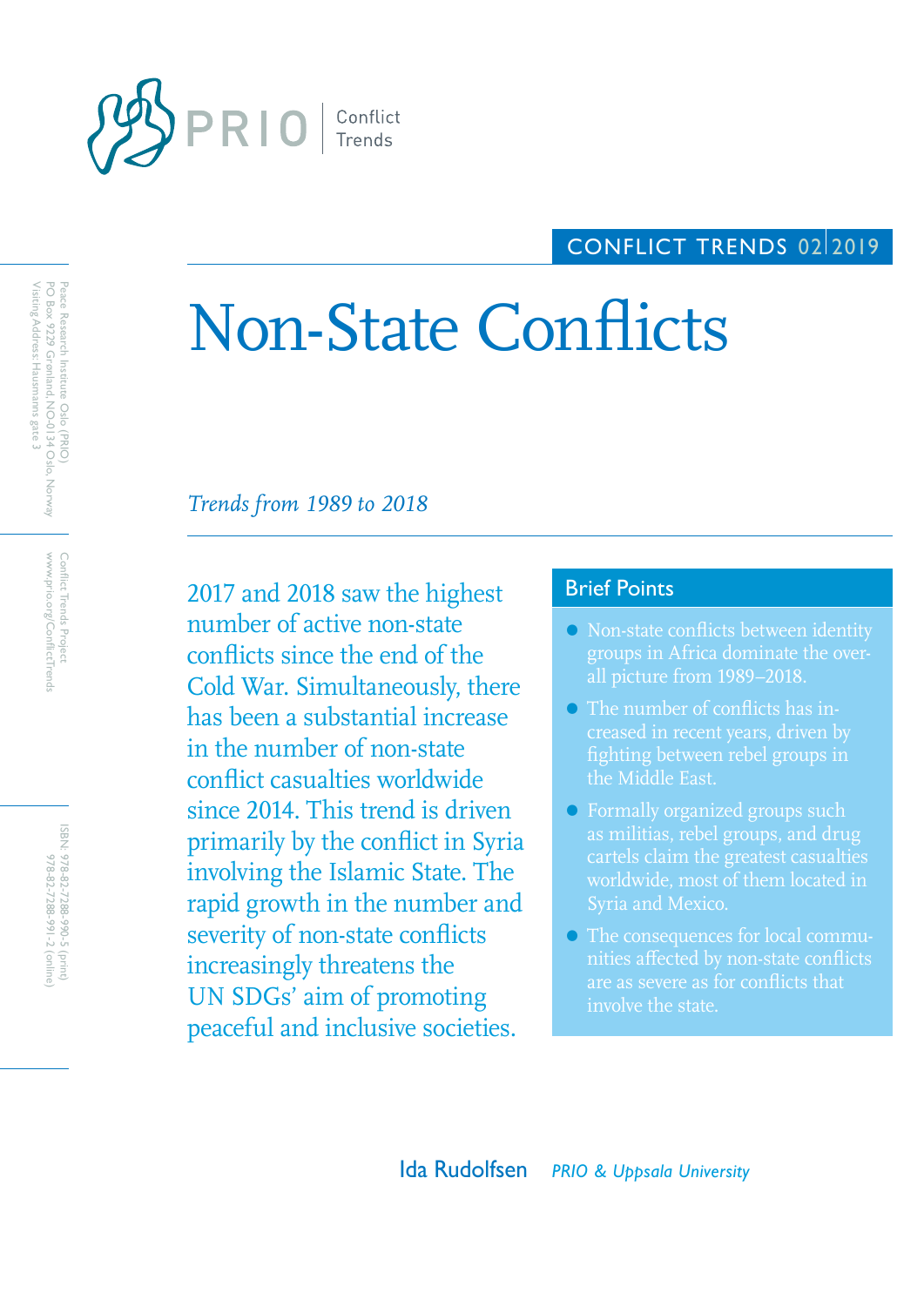PRIO | Conflict Trends

CONFLICT TRENDS 02|2019

# Non-State Conflicts

*Trends from 1989 to 2018*

2017 and 2018 saw the highest number of active non-state conflicts since the end of the Cold War. Simultaneously, there has been a substantial increase in the number of non-state conflict casualties worldwide since 2014. This trend is driven primarily by the conflict in Syria involving the Islamic State. The rapid growth in the number and severity of non-state conflicts increasingly threatens the UN SDGs' aim of promoting peaceful and inclusive societies.

## Brief Points

- Non-state conflicts between identity groups in Africa dominate the overall picture from 1989–2018.
- The number of conflicts has increased in recent years, driven by fighting between rebel groups in the Middle East.
- Formally organized groups such as militias, rebel groups, and drug cartels claim the greatest casualties worldwide, most of them located in Syria and Mexico.
- The consequences for local communities affected by non-state conflicts are as severe as for conflicts that involve the state.

Ida Rudolfsen *PRIO & Uppsala University*

Peace Research Institute Oslo (PRIO)
PO Box 9229 Grønland, NO-0134 Oslo, Norway
Visiting Address: Hausmanns gate 3

Conflict Trends Project
www.prio.org/ConflictTrends

ISBN: 978-82-7288-990-5 (print)
978-82-7288-991-2 (online)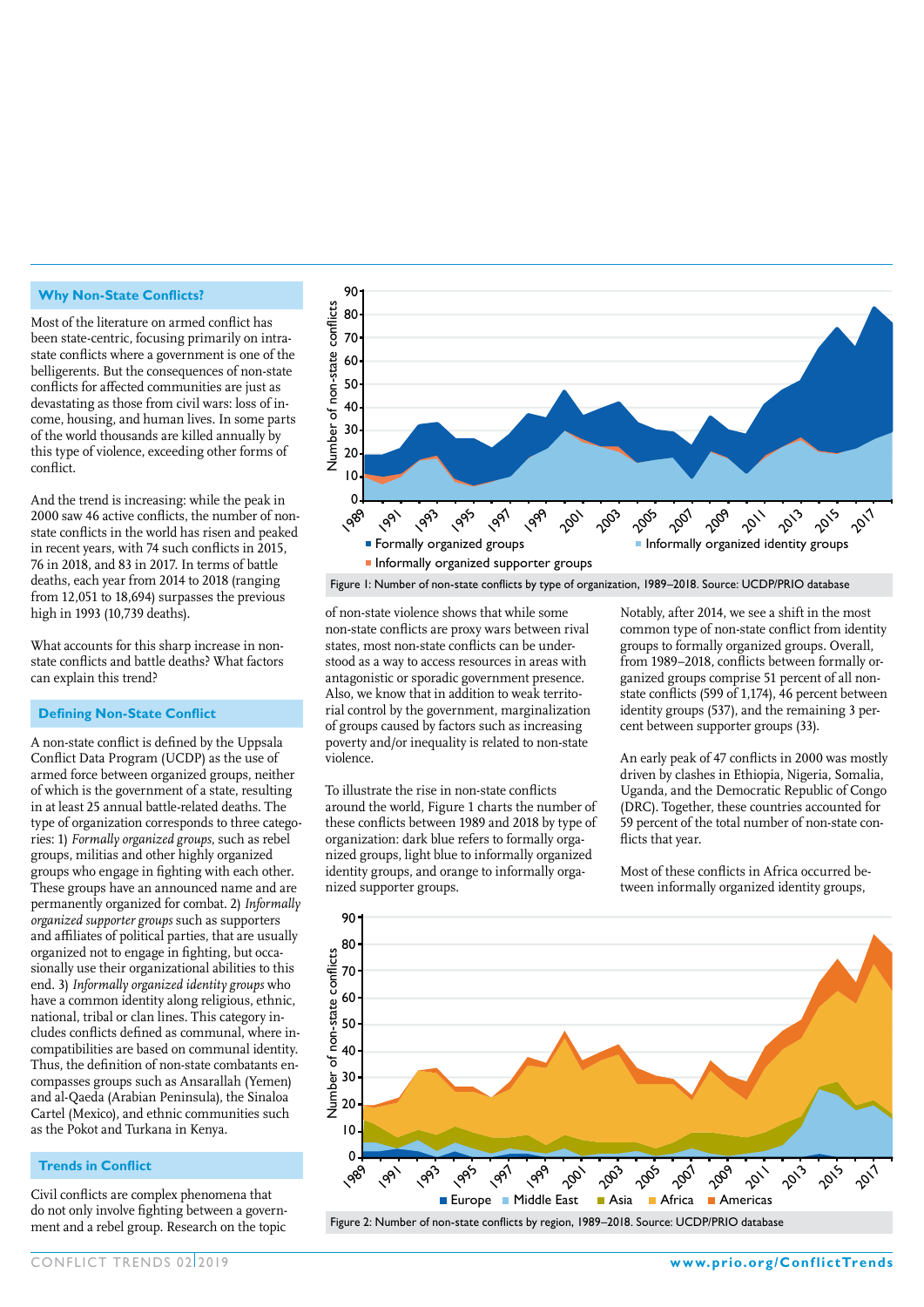## Why Non-State Conflicts?

Most of the literature on armed conflict has been state-centric, focusing primarily on intrastate conflicts where a government is one of the belligerents. But the consequences of non-state conflicts for affected communities are just as devastating as those from civil wars: loss of income, housing, and human lives. In some parts of the world thousands are killed annually by this type of violence, exceeding other forms of conflict.

And the trend is increasing: while the peak in 2000 saw 46 active conflicts, the number of non-state conflicts in the world has risen and peaked in recent years, with 74 such conflicts in 2015, 76 in 2018, and 83 in 2017. In terms of battle deaths, each year from 2014 to 2018 (ranging from 12,051 to 18,694) surpasses the previous high in 1993 (10,739 deaths).

What accounts for this sharp increase in non-state conflicts and battle deaths? What factors can explain this trend?

## Defining Non-State Conflict

A non-state conflict is defined by the Uppsala Conflict Data Program (UCDP) as the use of armed force between organized groups, neither of which is the government of a state, resulting in at least 25 annual battle-related deaths. The type of organization corresponds to three categories: 1) *Formally organized groups*, such as rebel groups, militias and other highly organized groups who engage in fighting with each other. These groups have an announced name and are permanently organized for combat. 2) *Informally organized supporter groups* such as supporters and affiliates of political parties, that are usually organized not to engage in fighting, but occasionally use their organizational abilities to this end. 3) *Informally organized identity groups* who have a common identity along religious, ethnic, national, tribal or clan lines. This category includes conflicts defined as communal, where incompatibilities are based on communal identity. Thus, the definition of non-state combatants encompasses groups such as Ansarallah (Yemen) and al-Qaeda (Arabian Peninsula), the Sinaloa Cartel (Mexico), and ethnic communities such as the Pokot and Turkana in Kenya.

## Trends in Conflict

Civil conflicts are complex phenomena that do not only involve fighting between a government and a rebel group. Research on the topic of non-state violence shows that while some non-state conflicts are proxy wars between rival states, most non-state conflicts can be understood as a way to access resources in areas with antagonistic or sporadic government presence. Also, we know that in addition to weak territorial control by the government, marginalization of groups caused by factors such as increasing poverty and/or inequality is related to non-state violence.

To illustrate the rise in non-state conflicts around the world, Figure 1 charts the number of these conflicts between 1989 and 2018 by type of organization: dark blue refers to formally organized groups, light blue to informally organized identity groups, and orange to informally organized supporter groups.

Figure 1: Number of non-state conflicts by type of organization, 1989–2018. Source: UCDP/PRIO database

Notably, after 2014, we see a shift in the most common type of non-state conflict from identity groups to formally organized groups. Overall, from 1989–2018, conflicts between formally organized groups comprise 51 percent of all non-state conflicts (599 of 1,174), 46 percent between identity groups (537), and the remaining 3 percent between supporter groups (33).

An early peak of 47 conflicts in 2000 was mostly driven by clashes in Ethiopia, Nigeria, Somalia, Uganda, and the Democratic Republic of Congo (DRC). Together, these countries accounted for 59 percent of the total number of non-state conflicts that year.

Most of these conflicts in Africa occurred between informally organized identity groups,

Figure 2: Number of non-state conflicts by region, 1989–2018. Source: UCDP/PRIO database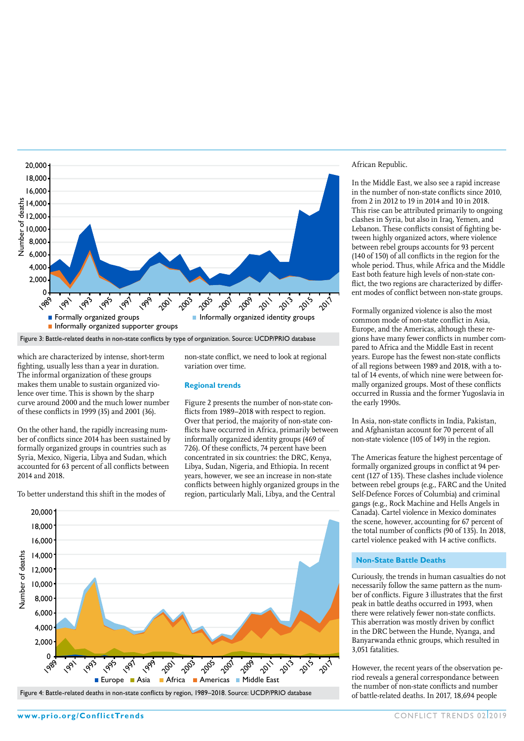Figure 3: Battle-related deaths in non-state conflicts by type of organization. Source: UCDP/PRIO database

which are characterized by intense, short-term fighting, usually less than a year in duration. The informal organization of these groups makes them unable to sustain organized violence over time. This is shown by the sharp curve around 2000 and the much lower number of these conflicts in 1999 (35) and 2001 (36).

On the other hand, the rapidly increasing number of conflicts since 2014 has been sustained by formally organized groups in countries such as Syria, Mexico, Nigeria, Libya and Sudan, which accounted for 63 percent of all conflicts between 2014 and 2018.

To better understand this shift in the modes of non-state conflict, we need to look at regional variation over time.

### Regional trends

Figure 2 presents the number of non-state conflicts from 1989–2018 with respect to region. Over that period, the majority of non-state conflicts have occurred in Africa, primarily between informally organized identity groups (469 of 726). Of these conflicts, 74 percent have been concentrated in six countries: the DRC, Kenya, Libya, Sudan, Nigeria, and Ethiopia. In recent years, however, we see an increase in non-state conflicts between highly organized groups in the region, particularly Mali, Libya, and the Central African Republic.

In the Middle East, we also see a rapid increase in the number of non-state conflicts since 2010, from 2 in 2012 to 19 in 2014 and 10 in 2018. This rise can be attributed primarily to ongoing clashes in Syria, but also in Iraq, Yemen, and Lebanon. These conflicts consist of fighting between highly organized actors, where violence between rebel groups accounts for 93 percent (140 of 150) of all conflicts in the region for the whole period. Thus, while Africa and the Middle East both feature high levels of non-state conflict, the two regions are characterized by different modes of conflict between non-state groups.

Formally organized violence is also the most common mode of non-state conflict in Asia, Europe, and the Americas, although these regions have many fewer conflicts in number compared to Africa and the Middle East in recent years. Europe has the fewest non-state conflicts of all regions between 1989 and 2018, with a total of 14 events, of which nine were between formally organized groups. Most of these conflicts occurred in Russia and the former Yugoslavia in the early 1990s.

In Asia, non-state conflicts in India, Pakistan, and Afghanistan account for 70 percent of all non-state violence (105 of 149) in the region.

The Americas feature the highest percentage of formally organized groups in conflict at 94 percent (127 of 135). These clashes include violence between rebel groups (e.g., FARC and the United Self-Defence Forces of Columbia) and criminal gangs (e.g., Rock Machine and Hells Angels in Canada). Cartel violence in Mexico dominates the scene, however, accounting for 67 percent of the total number of conflicts (90 of 135). In 2018, cartel violence peaked with 14 active conflicts.

### Non-State Battle Deaths

Curiously, the trends in human casualties do not necessarily follow the same pattern as the number of conflicts. Figure 3 illustrates that the first peak in battle deaths occurred in 1993, when there were relatively fewer non-state conflicts. This aberration was mostly driven by conflict in the DRC between the Hunde, Nyanga, and Banyarwanda ethnic groups, which resulted in 3,051 fatalities.

However, the recent years of the observation period reveals a general correspondance between the number of non-state conflicts and number of battle-related deaths. In 2017, 18,694 people

Figure 4: Battle-related deaths in non-state conflicts by region, 1989–2018. Source: UCDP/PRIO database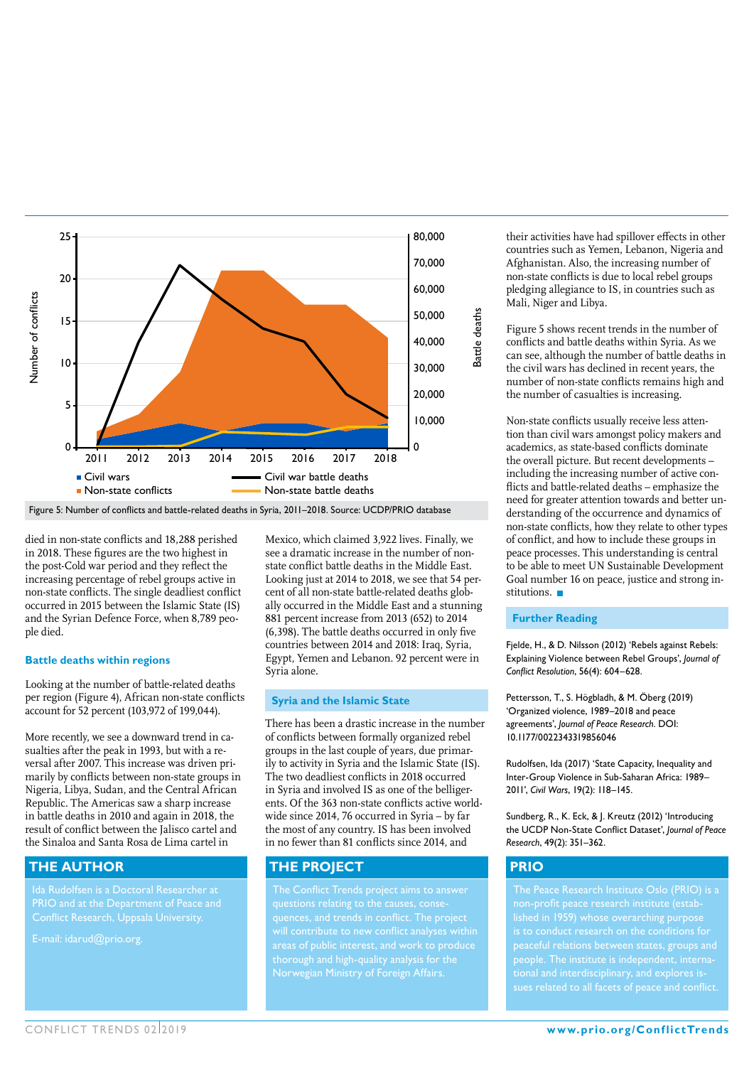Number of conflicts

25
20
15
10
5
0

80,000
70,000
60,000
50,000
40,000
30,000
20,000
10,000
0

Battle deaths

2011 2012 2013 2014 2015 2016 2017 2018

Civil wars
Non-state conflicts
Civil war battle deaths
Non-state battle deaths

Figure 5: Number of conflicts and battle-related deaths in Syria, 2011–2018. Source: UCDP/PRIO database

died in non-state conflicts and 18,288 perished in 2018. These figures are the two highest in the post-Cold war period and they reflect the increasing percentage of rebel groups active in non-state conflicts. The single deadliest conflict occurred in 2015 between the Islamic State (IS) and the Syrian Defence Force, when 8,789 people died.

### Battle deaths within regions

Looking at the number of battle-related deaths per region (Figure 4), African non-state conflicts account for 52 percent (103,972 of 199,044).

More recently, we see a downward trend in casualties after the peak in 1993, but with a reversal after 2007. This increase was driven primarily by conflicts between non-state groups in Nigeria, Libya, Sudan, and the Central African Republic. The Americas saw a sharp increase in battle deaths in 2010 and again in 2018, the result of conflict between the Jalisco cartel and the Sinaloa and Santa Rosa de Lima cartel in Mexico, which claimed 3,922 lives. Finally, we see a dramatic increase in the number of non-state conflict battle deaths in the Middle East. Looking just at 2014 to 2018, we see that 54 percent of all non-state battle-related deaths globally occurred in the Middle East and a stunning 881 percent increase from 2013 (652) to 2014 (6,398). The battle deaths occurred in only five countries between 2014 and 2018: Iraq, Syria, Egypt, Yemen and Lebanon. 92 percent were in Syria alone.

### Syria and the Islamic State

There has been a drastic increase in the number of conflicts between formally organized rebel groups in the last couple of years, due primarily to activity in Syria and the Islamic State (IS). The two deadliest conflicts in 2018 occurred in Syria and involved IS as one of the belligerents. Of the 363 non-state conflicts active worldwide since 2014, 76 occurred in Syria – by far the most of any country. IS has been involved in no fewer than 81 conflicts since 2014, and their activities have had spillover effects in other countries such as Yemen, Lebanon, Nigeria and Afghanistan. Also, the increasing number of non-state conflicts is due to local rebel groups pledging allegiance to IS, in countries such as Mali, Niger and Libya.

Figure 5 shows recent trends in the number of conflicts and battle deaths within Syria. As we can see, although the number of battle deaths in the civil wars has declined in recent years, the number of non-state conflicts remains high and the number of casualties is increasing.

Non-state conflicts usually receive less attention than civil wars amongst policy makers and academics, as state-based conflicts dominate the overall picture. But recent developments – including the increasing number of active conflicts and battle-related deaths – emphasize the need for greater attention towards and better understanding of the occurrence and dynamics of non-state conflicts, how they relate to other types of conflict, and how to include these groups in peace processes. This understanding is central to be able to meet UN Sustainable Development Goal number 16 on peace, justice and strong institutions. ■

### Further Reading

Fjelde, H., & D. Nilsson (2012) 'Rebels against Rebels: Explaining Violence between Rebel Groups', *Journal of Conflict Resolution*, 56(4): 604–628.

Pettersson, T., S. Högbladh, & M. Öberg (2019) 'Organized violence, 1989–2018 and peace agreements', *Journal of Peace Research*. DOI: 10.1177/0022343319856046

Rudolfsen, Ida (2017) 'State Capacity, Inequality and Inter-Group Violence in Sub-Saharan Africa: 1989–2011', *Civil Wars*, 19(2): 118–145.

Sundberg, R., K. Eck, & J. Kreutz (2012) 'Introducing the UCDP Non-State Conflict Dataset', *Journal of Peace Research*, 49(2): 351–362.

## THE AUTHOR

Ida Rudolfsen is a Doctoral Researcher at PRIO and at the Department of Peace and Conflict Research, Uppsala University.

E-mail: idarud@prio.org.

## THE PROJECT

The Conflict Trends project aims to answer questions relating to the causes, consequences, and trends in conflict. The project will contribute to new conflict analyses within areas of public interest, and work to produce thorough and high-quality analysis for the Norwegian Ministry of Foreign Affairs.

## PRIO

The Peace Research Institute Oslo (PRIO) is a non-profit peace research institute (established in 1959) whose overarching purpose is to conduct research on the conditions for peaceful relations between states, groups and people. The institute is independent, international and interdisciplinary, and explores issues related to all facets of peace and conflict.